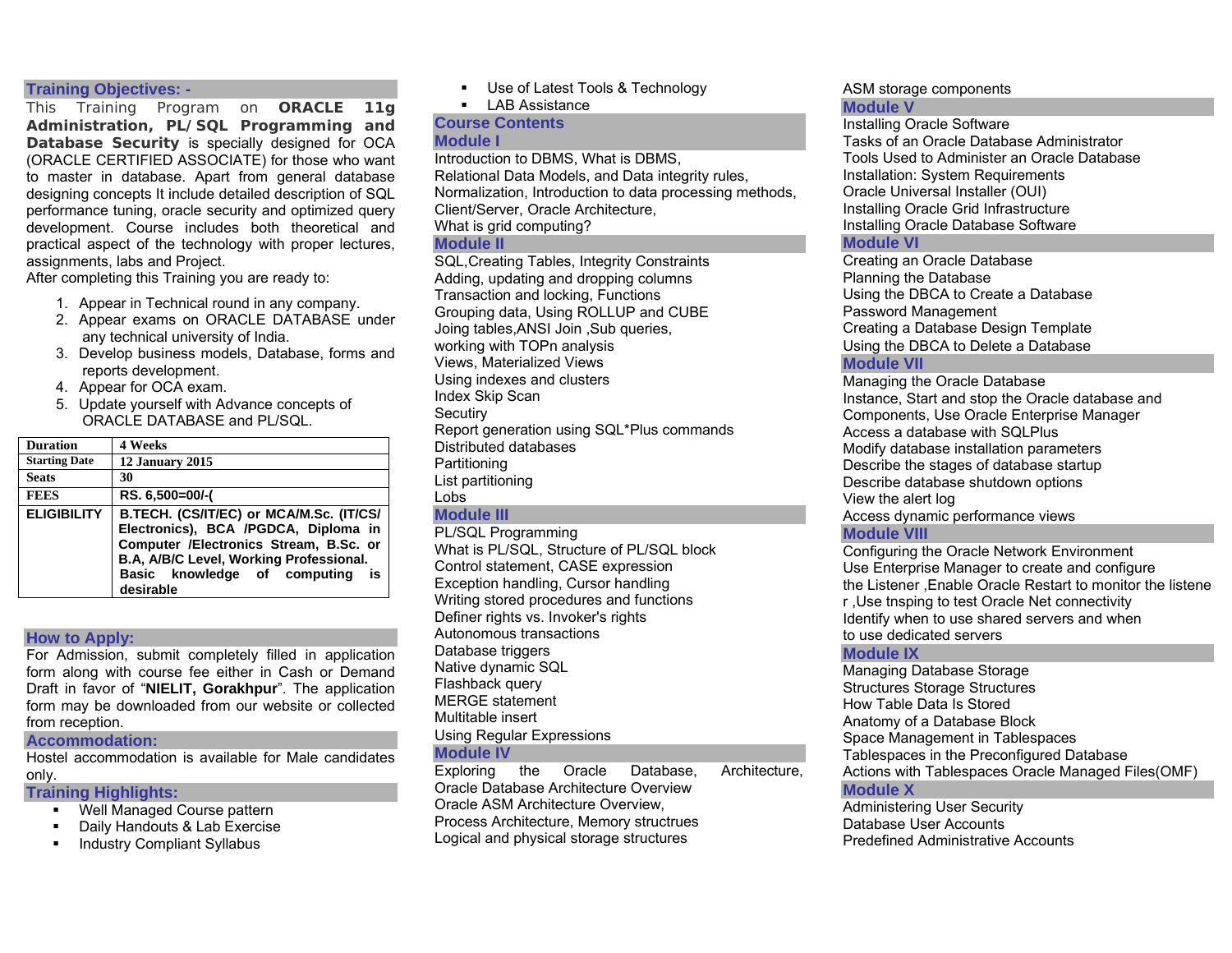## Training Objectives: -

This Training Program on **ORACLE 11g Administration, PL/SQL Programming and Database Security** is specially designed for OCA (ORACLE CERTIFIED ASSOCIATE) for those who want to master in database. Apart from general database designing concepts It include detailed description of SQL performance tuning, oracle security and optimized query development. Course includes both theoretical and practical aspect of the technology with proper lectures, assignments, labs and Project.

After completing this Training you are ready to:

1. Appear in Technical round in any company.
2. Appear exams on ORACLE DATABASE under any technical university of India.
3. Develop business models, Database, forms and reports development.
4. Appear for OCA exam.
5. Update yourself with Advance concepts of ORACLE DATABASE and PL/SQL.

| | |
|---|---|
| **Duration** | **4 Weeks** |
| **Starting Date** | **12 January 2015** |
| **Seats** | **30** |
| **FEES** | **RS. 6,500=00/-(** |
| **ELIGIBILITY** | **B.TECH. (CS/IT/EC) or MCA/M.Sc. (IT/CS/ Electronics), BCA /PGDCA, Diploma in Computer /Electronics Stream, B.Sc. or B.A, A/B/C Level, Working Professional. Basic knowledge of computing is desirable** |

## How to Apply:

For Admission, submit completely filled in application form along with course fee either in Cash or Demand Draft in favor of "**NIELIT, Gorakhpur**". The application form may be downloaded from our website or collected from reception.

## Accommodation:

Hostel accommodation is available for Male candidates only.

## Training Highlights:

- Well Managed Course pattern
- Daily Handouts & Lab Exercise
- Industry Compliant Syllabus
- Use of Latest Tools & Technology
- LAB Assistance

## Course Contents

### Module I

Introduction to DBMS, What is DBMS,
Relational Data Models, and Data integrity rules,
Normalization, Introduction to data processing methods,
Client/Server, Oracle Architecture,
What is grid computing?

### Module II

SQL,Creating Tables, Integrity Constraints
Adding, updating and dropping columns
Transaction and locking, Functions
Grouping data, Using ROLLUP and CUBE
Joing tables,ANSI Join ,Sub queries,
working with TOPn analysis
Views, Materialized Views
Using indexes and clusters
Index Skip Scan
Secutiry
Report generation using SQL*Plus commands
Distributed databases
Partitioning
List partitioning
Lobs

### Module III

PL/SQL Programming
What is PL/SQL, Structure of PL/SQL block
Control statement, CASE expression
Exception handling, Cursor handling
Writing stored procedures and functions
Definer rights vs. Invoker's rights
Autonomous transactions
Database triggers
Native dynamic SQL
Flashback query
MERGE statement
Multitable insert
Using Regular Expressions

### Module IV

Exploring the Oracle Database, Architecture,
Oracle Database Architecture Overview
Oracle ASM Architecture Overview,
Process Architecture, Memory structrues
Logical and physical storage structures
ASM storage components

### Module V

Installing Oracle Software
Tasks of an Oracle Database Administrator
Tools Used to Administer an Oracle Database
Installation: System Requirements
Oracle Universal Installer (OUI)
Installing Oracle Grid Infrastructure
Installing Oracle Database Software

### Module VI

Creating an Oracle Database
Planning the Database
Using the DBCA to Create a Database
Password Management
Creating a Database Design Template
Using the DBCA to Delete a Database

### Module VII

Managing the Oracle Database
Instance, Start and stop the Oracle database and Components, Use Oracle Enterprise Manager
Access a database with SQLPlus
Modify database installation parameters
Describe the stages of database startup
Describe database shutdown options
View the alert log
Access dynamic performance views

### Module VIII

Configuring the Oracle Network Environment
Use Enterprise Manager to create and configure the Listener ,Enable Oracle Restart to monitor the listene r ,Use tnsping to test Oracle Net connectivity
Identify when to use shared servers and when to use dedicated servers

### Module IX

Managing Database Storage
Structures Storage Structures
How Table Data Is Stored
Anatomy of a Database Block
Space Management in Tablespaces
Tablespaces in the Preconfigured Database
Actions with Tablespaces Oracle Managed Files(OMF)

### Module X

Administering User Security
Database User Accounts
Predefined Administrative Accounts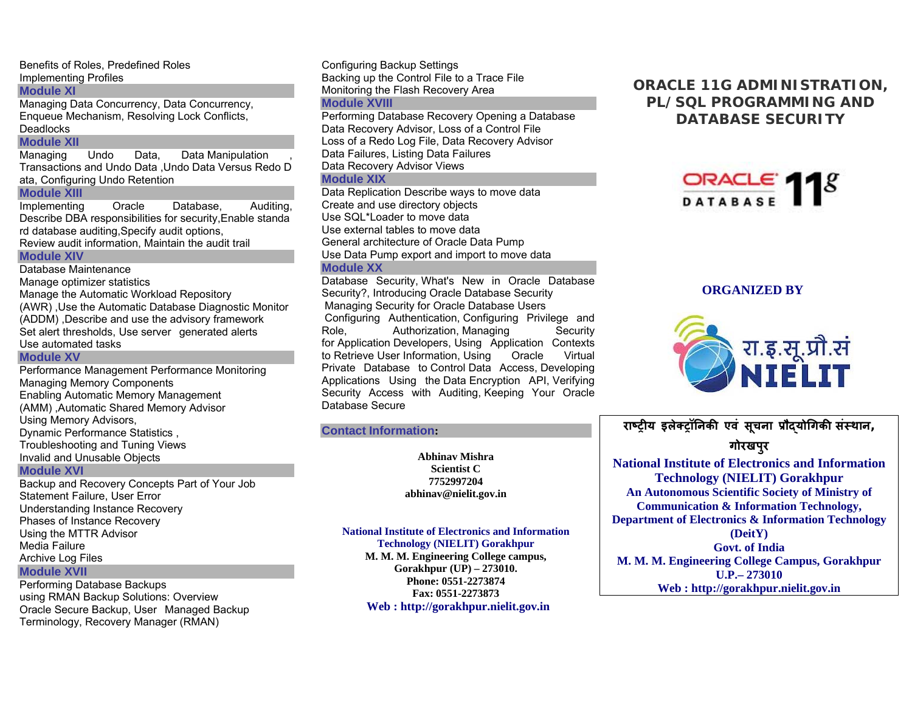Benefits of Roles, Predefined Roles
Implementing Profiles

## Module XI

Managing Data Concurrency, Data Concurrency, Enqueue Mechanism, Resolving Lock Conflicts, Deadlocks

## Module XII

Managing Undo Data, Data Manipulation , Transactions and Undo Data ,Undo Data Versus Redo Data, Configuring Undo Retention

## Module XIII

Implementing Oracle Database, Auditing, Describe DBA responsibilities for security,Enable standard database auditing,Specify audit options,
Review audit information, Maintain the audit trail

## Module XIV

Database Maintenance
Manage optimizer statistics
Manage the Automatic Workload Repository (AWR) ,Use the Automatic Database Diagnostic Monitor (ADDM) ,Describe and use the advisory framework
Set alert thresholds, Use server generated alerts
Use automated tasks

## Module XV

Performance Management Performance Monitoring
Managing Memory Components
Enabling Automatic Memory Management (AMM) ,Automatic Shared Memory Advisor
Using Memory Advisors,
Dynamic Performance Statistics ,
Troubleshooting and Tuning Views
Invalid and Unusable Objects

## Module XVI

Backup and Recovery Concepts Part of Your Job
Statement Failure, User Error
Understanding Instance Recovery
Phases of Instance Recovery
Using the MTTR Advisor
Media Failure
Archive Log Files

## Module XVII

Performing Database Backups
using RMAN Backup Solutions: Overview
Oracle Secure Backup, User Managed Backup
Terminology, Recovery Manager (RMAN)
Configuring Backup Settings
Backing up the Control File to a Trace File
Monitoring the Flash Recovery Area

## Module XVIII

Performing Database Recovery Opening a Database
Data Recovery Advisor, Loss of a Control File
Loss of a Redo Log File, Data Recovery Advisor
Data Failures, Listing Data Failures
Data Recovery Advisor Views

## Module XIX

Data Replication Describe ways to move data
Create and use directory objects
Use SQL*Loader to move data
Use external tables to move data
General architecture of Oracle Data Pump
Use Data Pump export and import to move data

## Module XX

Database Security, What's New in Oracle Database Security?, Introducing Oracle Database Security
Managing Security for Oracle Database Users
Configuring Authentication, Configuring Privilege and Role, Authorization, Managing Security for Application Developers, Using Application Contexts to Retrieve User Information, Using Oracle Virtual Private Database to Control Data Access, Developing Applications Using the Data Encryption API, Verifying Security Access with Auditing, Keeping Your Oracle Database Secure

## Contact Information:

**Abhinav Mishra**
**Scientist C**
**7752997204**
**abhinav@nielit.gov.in**

**National Institute of Electronics and Information Technology (NIELIT) Gorakhpur**
**M. M. M. Engineering College campus, Gorakhpur (UP) – 273010.**
**Phone: 0551-2273874**
**Fax: 0551-2273873**
**Web : http://gorakhpur.nielit.gov.in**

# ORACLE 11G ADMINISTRATION, PL/SQL PROGRAMMING AND DATABASE SECURITY

ORACLE DATABASE 11g

**ORGANIZED BY**

रा.इ.सू.प्रौ.सं NIELIT

**राष्ट्रीय इलेक्ट्रॉनिकी एवं सूचना प्रौद्योगिकी संस्थान, गोरखपुर**

**National Institute of Electronics and Information Technology (NIELIT) Gorakhpur**
**An Autonomous Scientific Society of Ministry of Communication & Information Technology, Department of Electronics & Information Technology (DeitY)**
**Govt. of India**
**M. M. M. Engineering College Campus, Gorakhpur U.P.– 273010**
**Web : http://gorakhpur.nielit.gov.in**